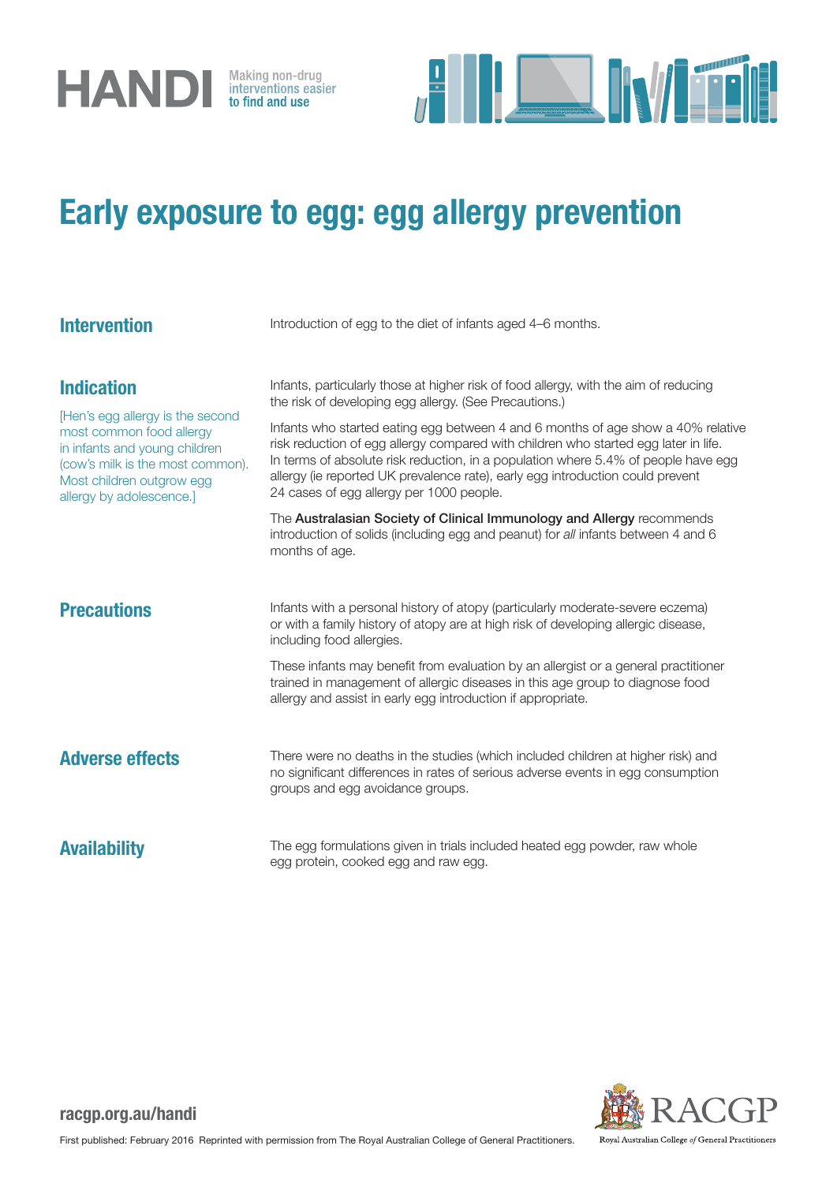HANDI Making non-drug interventions easier to find and use

# Early exposure to egg: egg allergy prevention

## Intervention

Introduction of egg to the diet of infants aged 4–6 months.

## Indication

[Hen's egg allergy is the second most common food allergy in infants and young children (cow's milk is the most common). Most children outgrow egg allergy by adolescence.]

Infants, particularly those at higher risk of food allergy, with the aim of reducing the risk of developing egg allergy. (See Precautions.)

Infants who started eating egg between 4 and 6 months of age show a 40% relative risk reduction of egg allergy compared with children who started egg later in life. In terms of absolute risk reduction, in a population where 5.4% of people have egg allergy (ie reported UK prevalence rate), early egg introduction could prevent 24 cases of egg allergy per 1000 people.

The **Australasian Society of Clinical Immunology and Allergy** recommends introduction of solids (including egg and peanut) for *all* infants between 4 and 6 months of age.

## Precautions

Infants with a personal history of atopy (particularly moderate-severe eczema) or with a family history of atopy are at high risk of developing allergic disease, including food allergies.

These infants may benefit from evaluation by an allergist or a general practitioner trained in management of allergic diseases in this age group to diagnose food allergy and assist in early egg introduction if appropriate.

## Adverse effects

There were no deaths in the studies (which included children at higher risk) and no significant differences in rates of serious adverse events in egg consumption groups and egg avoidance groups.

## Availability

The egg formulations given in trials included heated egg powder, raw whole egg protein, cooked egg and raw egg.

racgp.org.au/handi

First published: February 2016 Reprinted with permission from The Royal Australian College of General Practitioners.

RACGP Royal Australian College of General Practitioners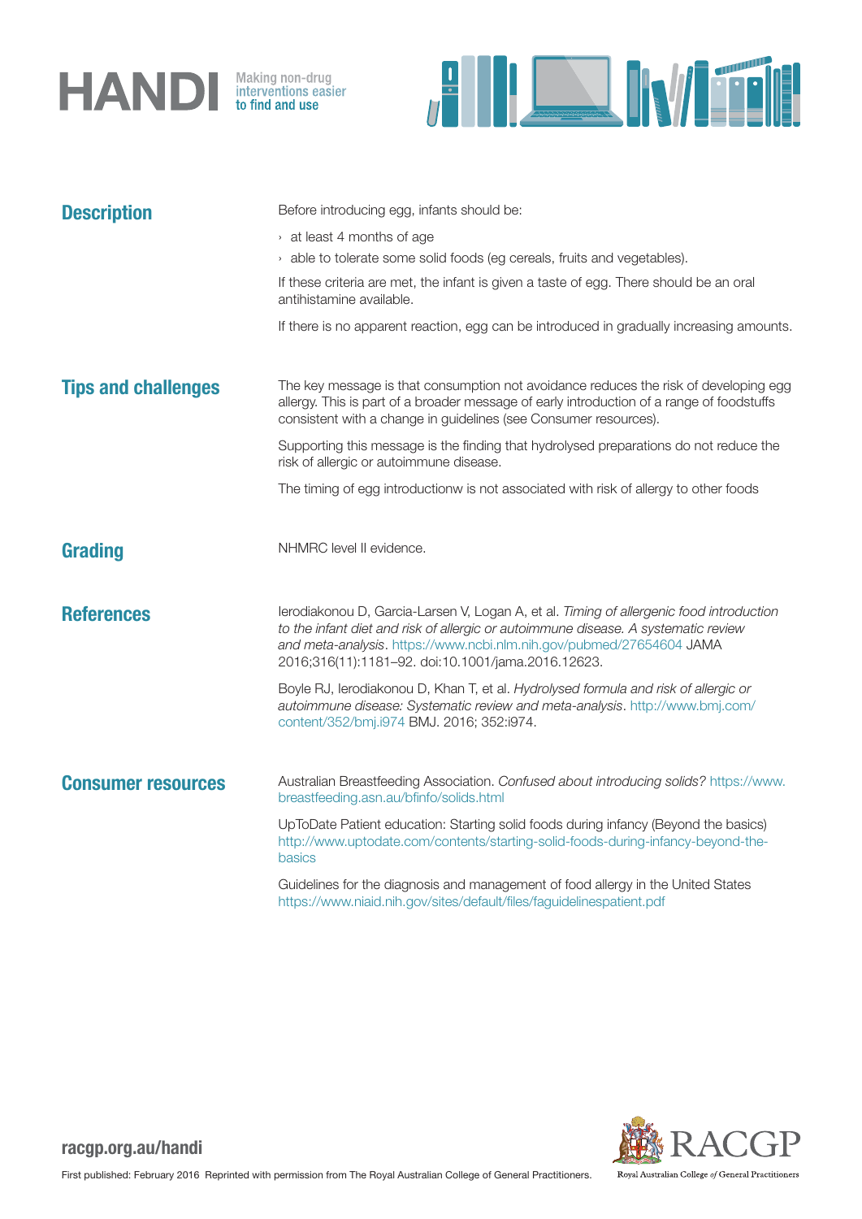## Description

Before introducing egg, infants should be:

- at least 4 months of age
- able to tolerate some solid foods (eg cereals, fruits and vegetables).

If these criteria are met, the infant is given a taste of egg. There should be an oral antihistamine available.

If there is no apparent reaction, egg can be introduced in gradually increasing amounts.

## Tips and challenges

The key message is that consumption not avoidance reduces the risk of developing egg allergy. This is part of a broader message of early introduction of a range of foodstuffs consistent with a change in guidelines (see Consumer resources).

Supporting this message is the finding that hydrolysed preparations do not reduce the risk of allergic or autoimmune disease.

The timing of egg introductionw is not associated with risk of allergy to other foods

## Grading

NHMRC level II evidence.

## References

Ierodiakonou D, Garcia-Larsen V, Logan A, et al. *Timing of allergenic food introduction to the infant diet and risk of allergic or autoimmune disease. A systematic review and meta-analysis*. https://www.ncbi.nlm.nih.gov/pubmed/27654604 JAMA 2016;316(11):1181–92. doi:10.1001/jama.2016.12623.

Boyle RJ, Ierodiakonou D, Khan T, et al. *Hydrolysed formula and risk of allergic or autoimmune disease: Systematic review and meta-analysis*. http://www.bmj.com/content/352/bmj.i974 BMJ. 2016; 352:i974.

## Consumer resources

Australian Breastfeeding Association. *Confused about introducing solids?* https://www.breastfeeding.asn.au/bfinfo/solids.html

UpToDate Patient education: Starting solid foods during infancy (Beyond the basics) http://www.uptodate.com/contents/starting-solid-foods-during-infancy-beyond-the-basics

Guidelines for the diagnosis and management of food allergy in the United States https://www.niaid.nih.gov/sites/default/files/faguidelinespatient.pdf

racgp.org.au/handi

First published: February 2016 Reprinted with permission from The Royal Australian College of General Practitioners.